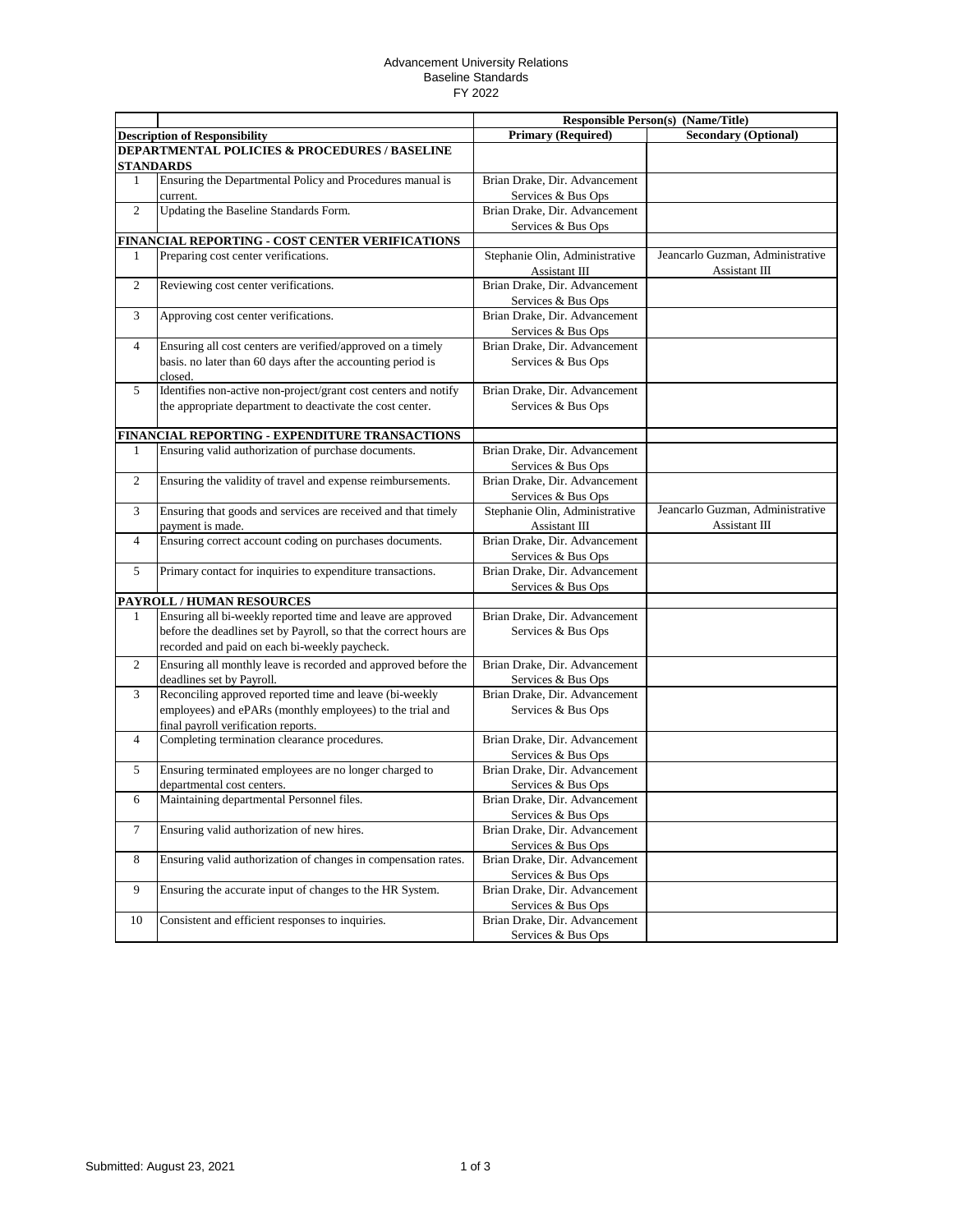# Advancement University Relations
## Baseline Standards
## FY 2022

| | | Responsible Person(s) (Name/Title) | |
|---|---|---|---|
| **Description of Responsibility** | | **Primary (Required)** | **Secondary (Optional)** |
| **DEPARTMENTAL POLICIES & PROCEDURES / BASELINE STANDARDS** | | | |
| 1 | Ensuring the Departmental Policy and Procedures manual is current. | Brian Drake, Dir. Advancement Services & Bus Ops | |
| 2 | Updating the Baseline Standards Form. | Brian Drake, Dir. Advancement Services & Bus Ops | |
| **FINANCIAL REPORTING - COST CENTER VERIFICATIONS** | | | |
| 1 | Preparing cost center verifications. | Stephanie Olin, Administrative Assistant III | Jeancarlo Guzman, Administrative Assistant III |
| 2 | Reviewing cost center verifications. | Brian Drake, Dir. Advancement Services & Bus Ops | |
| 3 | Approving cost center verifications. | Brian Drake, Dir. Advancement Services & Bus Ops | |
| 4 | Ensuring all cost centers are verified/approved on a timely basis. no later than 60 days after the accounting period is closed. | Brian Drake, Dir. Advancement Services & Bus Ops | |
| 5 | Identifies non-active non-project/grant cost centers and notify the appropriate department to deactivate the cost center. | Brian Drake, Dir. Advancement Services & Bus Ops | |
| **FINANCIAL REPORTING - EXPENDITURE TRANSACTIONS** | | | |
| 1 | Ensuring valid authorization of purchase documents. | Brian Drake, Dir. Advancement Services & Bus Ops | |
| 2 | Ensuring the validity of travel and expense reimbursements. | Brian Drake, Dir. Advancement Services & Bus Ops | |
| 3 | Ensuring that goods and services are received and that timely payment is made. | Stephanie Olin, Administrative Assistant III | Jeancarlo Guzman, Administrative Assistant III |
| 4 | Ensuring correct account coding on purchases documents. | Brian Drake, Dir. Advancement Services & Bus Ops | |
| 5 | Primary contact for inquiries to expenditure transactions. | Brian Drake, Dir. Advancement Services & Bus Ops | |
| **PAYROLL / HUMAN RESOURCES** | | | |
| 1 | Ensuring all bi-weekly reported time and leave are approved before the deadlines set by Payroll, so that the correct hours are recorded and paid on each bi-weekly paycheck. | Brian Drake, Dir. Advancement Services & Bus Ops | |
| 2 | Ensuring all monthly leave is recorded and approved before the deadlines set by Payroll. | Brian Drake, Dir. Advancement Services & Bus Ops | |
| 3 | Reconciling approved reported time and leave (bi-weekly employees) and ePARs (monthly employees) to the trial and final payroll verification reports. | Brian Drake, Dir. Advancement Services & Bus Ops | |
| 4 | Completing termination clearance procedures. | Brian Drake, Dir. Advancement Services & Bus Ops | |
| 5 | Ensuring terminated employees are no longer charged to departmental cost centers. | Brian Drake, Dir. Advancement Services & Bus Ops | |
| 6 | Maintaining departmental Personnel files. | Brian Drake, Dir. Advancement Services & Bus Ops | |
| 7 | Ensuring valid authorization of new hires. | Brian Drake, Dir. Advancement Services & Bus Ops | |
| 8 | Ensuring valid authorization of changes in compensation rates. | Brian Drake, Dir. Advancement Services & Bus Ops | |
| 9 | Ensuring the accurate input of changes to the HR System. | Brian Drake, Dir. Advancement Services & Bus Ops | |
| 10 | Consistent and efficient responses to inquiries. | Brian Drake, Dir. Advancement Services & Bus Ops | |

Submitted: August 23, 2021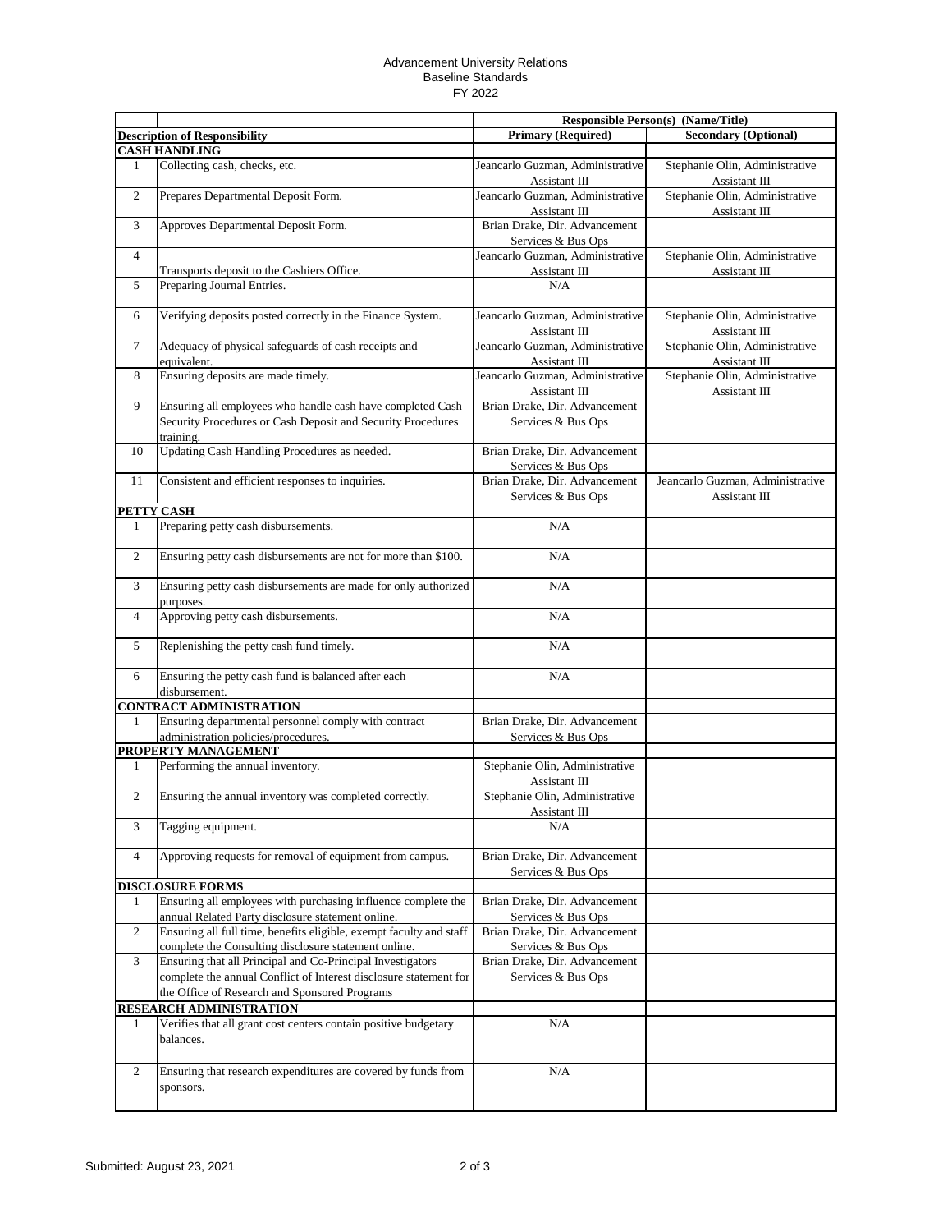Advancement University Relations
Baseline Standards
FY 2022

| | | Responsible Person(s) (Name/Title) | |
|---|---|---|---|
| **Description of Responsibility** | | **Primary (Required)** | **Secondary (Optional)** |
| **CASH HANDLING** | | | |
| 1 | Collecting cash, checks, etc. | Jeancarlo Guzman, Administrative Assistant III | Stephanie Olin, Administrative Assistant III |
| 2 | Prepares Departmental Deposit Form. | Jeancarlo Guzman, Administrative Assistant III | Stephanie Olin, Administrative Assistant III |
| 3 | Approves Departmental Deposit Form. | Brian Drake, Dir. Advancement Services & Bus Ops | |
| 4 | Transports deposit to the Cashiers Office. | Jeancarlo Guzman, Administrative Assistant III | Stephanie Olin, Administrative Assistant III |
| 5 | Preparing Journal Entries. | N/A | |
| 6 | Verifying deposits posted correctly in the Finance System. | Jeancarlo Guzman, Administrative Assistant III | Stephanie Olin, Administrative Assistant III |
| 7 | Adequacy of physical safeguards of cash receipts and equivalent. | Jeancarlo Guzman, Administrative Assistant III | Stephanie Olin, Administrative Assistant III |
| 8 | Ensuring deposits are made timely. | Jeancarlo Guzman, Administrative Assistant III | Stephanie Olin, Administrative Assistant III |
| 9 | Ensuring all employees who handle cash have completed Cash Security Procedures or Cash Deposit and Security Procedures training. | Brian Drake, Dir. Advancement Services & Bus Ops | |
| 10 | Updating Cash Handling Procedures as needed. | Brian Drake, Dir. Advancement Services & Bus Ops | |
| 11 | Consistent and efficient responses to inquiries. | Brian Drake, Dir. Advancement Services & Bus Ops | Jeancarlo Guzman, Administrative Assistant III |
| **PETTY CASH** | | | |
| 1 | Preparing petty cash disbursements. | N/A | |
| 2 | Ensuring petty cash disbursements are not for more than $100. | N/A | |
| 3 | Ensuring petty cash disbursements are made for only authorized purposes. | N/A | |
| 4 | Approving petty cash disbursements. | N/A | |
| 5 | Replenishing the petty cash fund timely. | N/A | |
| 6 | Ensuring the petty cash fund is balanced after each disbursement. | N/A | |
| **CONTRACT ADMINISTRATION** | | | |
| 1 | Ensuring departmental personnel comply with contract administration policies/procedures. | Brian Drake, Dir. Advancement Services & Bus Ops | |
| **PROPERTY MANAGEMENT** | | | |
| 1 | Performing the annual inventory. | Stephanie Olin, Administrative Assistant III | |
| 2 | Ensuring the annual inventory was completed correctly. | Stephanie Olin, Administrative Assistant III | |
| 3 | Tagging equipment. | N/A | |
| 4 | Approving requests for removal of equipment from campus. | Brian Drake, Dir. Advancement Services & Bus Ops | |
| **DISCLOSURE FORMS** | | | |
| 1 | Ensuring all employees with purchasing influence complete the annual Related Party disclosure statement online. | Brian Drake, Dir. Advancement Services & Bus Ops | |
| 2 | Ensuring all full time, benefits eligible, exempt faculty and staff complete the Consulting disclosure statement online. | Brian Drake, Dir. Advancement Services & Bus Ops | |
| 3 | Ensuring that all Principal and Co-Principal Investigators complete the annual Conflict of Interest disclosure statement for the Office of Research and Sponsored Programs | Brian Drake, Dir. Advancement Services & Bus Ops | |
| **RESEARCH ADMINISTRATION** | | | |
| 1 | Verifies that all grant cost centers contain positive budgetary balances. | N/A | |
| 2 | Ensuring that research expenditures are covered by funds from sponsors. | N/A | |

Submitted: August 23, 2021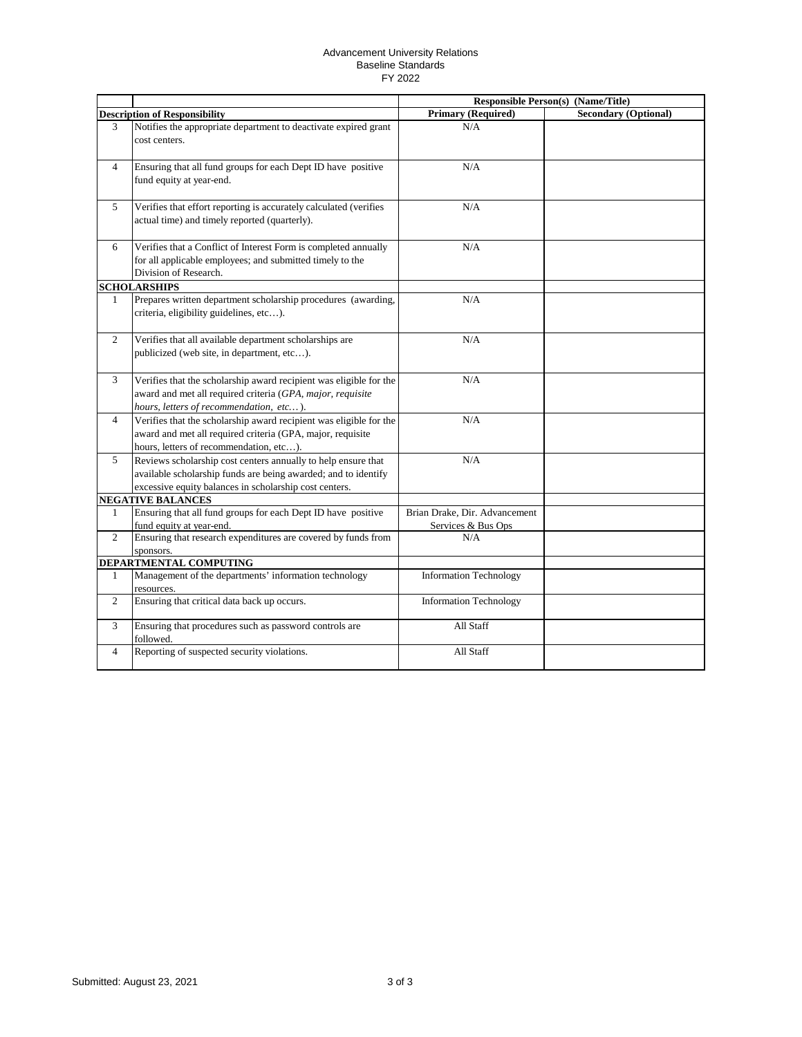Advancement University Relations
Baseline Standards
FY 2022

| | | Responsible Person(s) (Name/Title) | |
|---|---|---|---|
| **Description of Responsibility** | | **Primary (Required)** | **Secondary (Optional)** |
| 3 | Notifies the appropriate department to deactivate expired grant cost centers. | N/A | |
| 4 | Ensuring that all fund groups for each Dept ID have positive fund equity at year-end. | N/A | |
| 5 | Verifies that effort reporting is accurately calculated (verifies actual time) and timely reported (quarterly). | N/A | |
| 6 | Verifies that a Conflict of Interest Form is completed annually for all applicable employees; and submitted timely to the Division of Research. | N/A | |
| **SCHOLARSHIPS** | | | |
| 1 | Prepares written department scholarship procedures (awarding, criteria, eligibility guidelines, etc…). | N/A | |
| 2 | Verifies that all available department scholarships are publicized (web site, in department, etc…). | N/A | |
| 3 | Verifies that the scholarship award recipient was eligible for the award and met all required criteria (*GPA, major, requisite hours, letters of recommendation, etc…*). | N/A | |
| 4 | Verifies that the scholarship award recipient was eligible for the award and met all required criteria (GPA, major, requisite hours, letters of recommendation, etc…). | N/A | |
| 5 | Reviews scholarship cost centers annually to help ensure that available scholarship funds are being awarded; and to identify excessive equity balances in scholarship cost centers. | N/A | |
| **NEGATIVE BALANCES** | | | |
| 1 | Ensuring that all fund groups for each Dept ID have positive fund equity at year-end. | Brian Drake, Dir. Advancement Services & Bus Ops | |
| 2 | Ensuring that research expenditures are covered by funds from sponsors. | N/A | |
| **DEPARTMENTAL COMPUTING** | | | |
| 1 | Management of the departments' information technology resources. | Information Technology | |
| 2 | Ensuring that critical data back up occurs. | Information Technology | |
| 3 | Ensuring that procedures such as password controls are followed. | All Staff | |
| 4 | Reporting of suspected security violations. | All Staff | |

Submitted: August 23, 2021